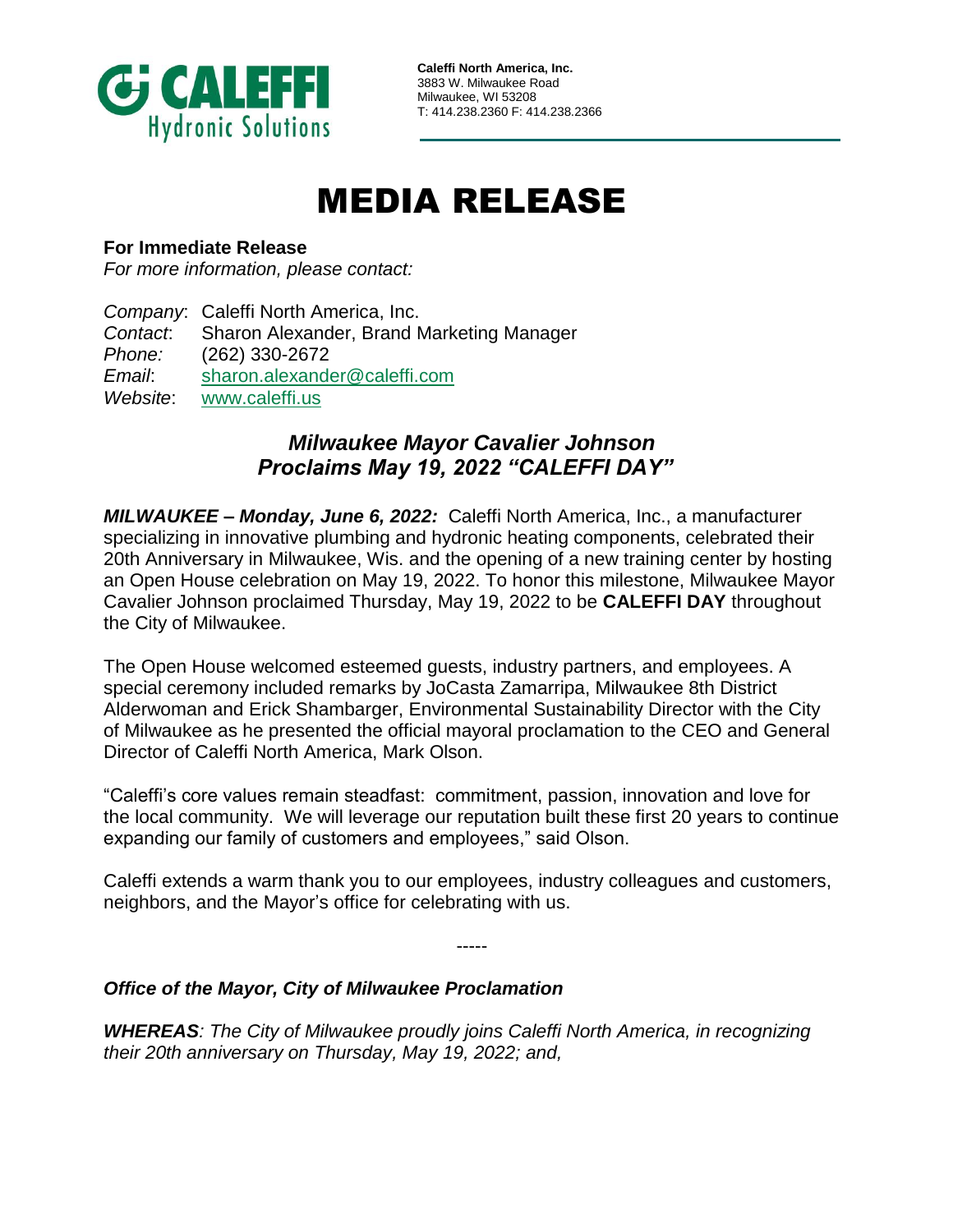**Caleffi North America, Inc.**
3883 W. Milwaukee Road
Milwaukee, WI 53208
T: 414.238.2360 F: 414.238.2366

# MEDIA RELEASE

**For Immediate Release**
*For more information, please contact:*

*Company*: Caleffi North America, Inc.
*Contact*: Sharon Alexander, Brand Marketing Manager
*Phone:* (262) 330-2672
*Email*: sharon.alexander@caleffi.com
*Website*: www.caleffi.us

## *Milwaukee Mayor Cavalier Johnson Proclaims May 19, 2022 "CALEFFI DAY"*

***MILWAUKEE – Monday, June 6, 2022:*** Caleffi North America, Inc., a manufacturer specializing in innovative plumbing and hydronic heating components, celebrated their 20th Anniversary in Milwaukee, Wis. and the opening of a new training center by hosting an Open House celebration on May 19, 2022. To honor this milestone, Milwaukee Mayor Cavalier Johnson proclaimed Thursday, May 19, 2022 to be **CALEFFI DAY** throughout the City of Milwaukee.

The Open House welcomed esteemed guests, industry partners, and employees. A special ceremony included remarks by JoCasta Zamarripa, Milwaukee 8th District Alderwoman and Erick Shambarger, Environmental Sustainability Director with the City of Milwaukee as he presented the official mayoral proclamation to the CEO and General Director of Caleffi North America, Mark Olson.

"Caleffi's core values remain steadfast: commitment, passion, innovation and love for the local community. We will leverage our reputation built these first 20 years to continue expanding our family of customers and employees," said Olson.

Caleffi extends a warm thank you to our employees, industry colleagues and customers, neighbors, and the Mayor's office for celebrating with us.

-----

***Office of the Mayor, City of Milwaukee Proclamation***

***WHEREAS****: The City of Milwaukee proudly joins Caleffi North America, in recognizing their 20th anniversary on Thursday, May 19, 2022; and,*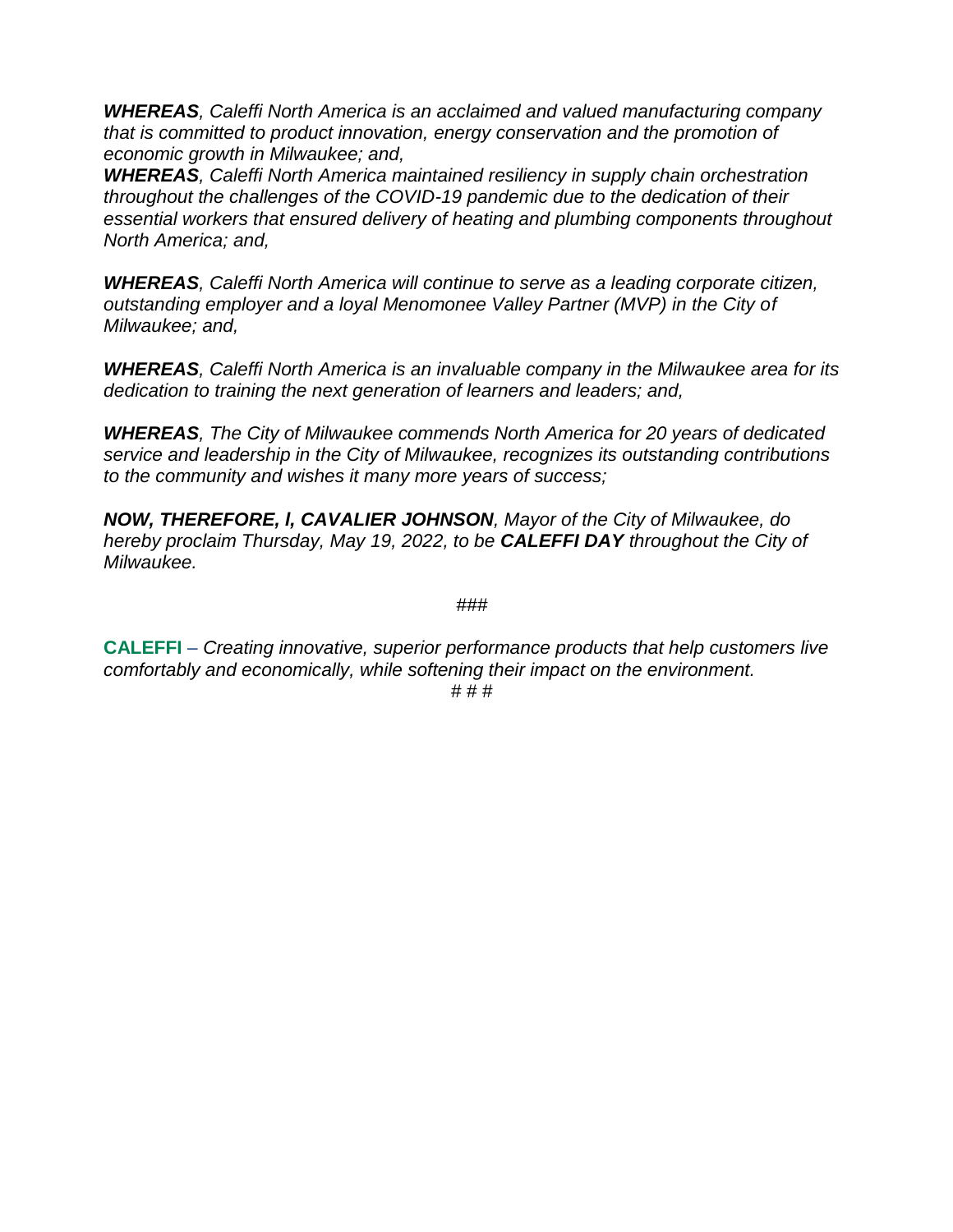***WHEREAS**, Caleffi North America is an acclaimed and valued manufacturing company that is committed to product innovation, energy conservation and the promotion of economic growth in Milwaukee; and,*

***WHEREAS**, Caleffi North America maintained resiliency in supply chain orchestration throughout the challenges of the COVID-19 pandemic due to the dedication of their essential workers that ensured delivery of heating and plumbing components throughout North America; and,*

***WHEREAS**, Caleffi North America will continue to serve as a leading corporate citizen, outstanding employer and a loyal Menomonee Valley Partner (MVP) in the City of Milwaukee; and,*

***WHEREAS**, Caleffi North America is an invaluable company in the Milwaukee area for its dedication to training the next generation of learners and leaders; and,*

***WHEREAS**, The City of Milwaukee commends North America for 20 years of dedicated service and leadership in the City of Milwaukee, recognizes its outstanding contributions to the community and wishes it many more years of success;*

***NOW, THEREFORE, I, CAVALIER JOHNSON**, Mayor of the City of Milwaukee, do hereby proclaim Thursday, May 19, 2022, to be **CALEFFI DAY** throughout the City of Milwaukee.*

###

**CALEFFI** – *Creating innovative, superior performance products that help customers live comfortably and economically, while softening their impact on the environment.*

# # #